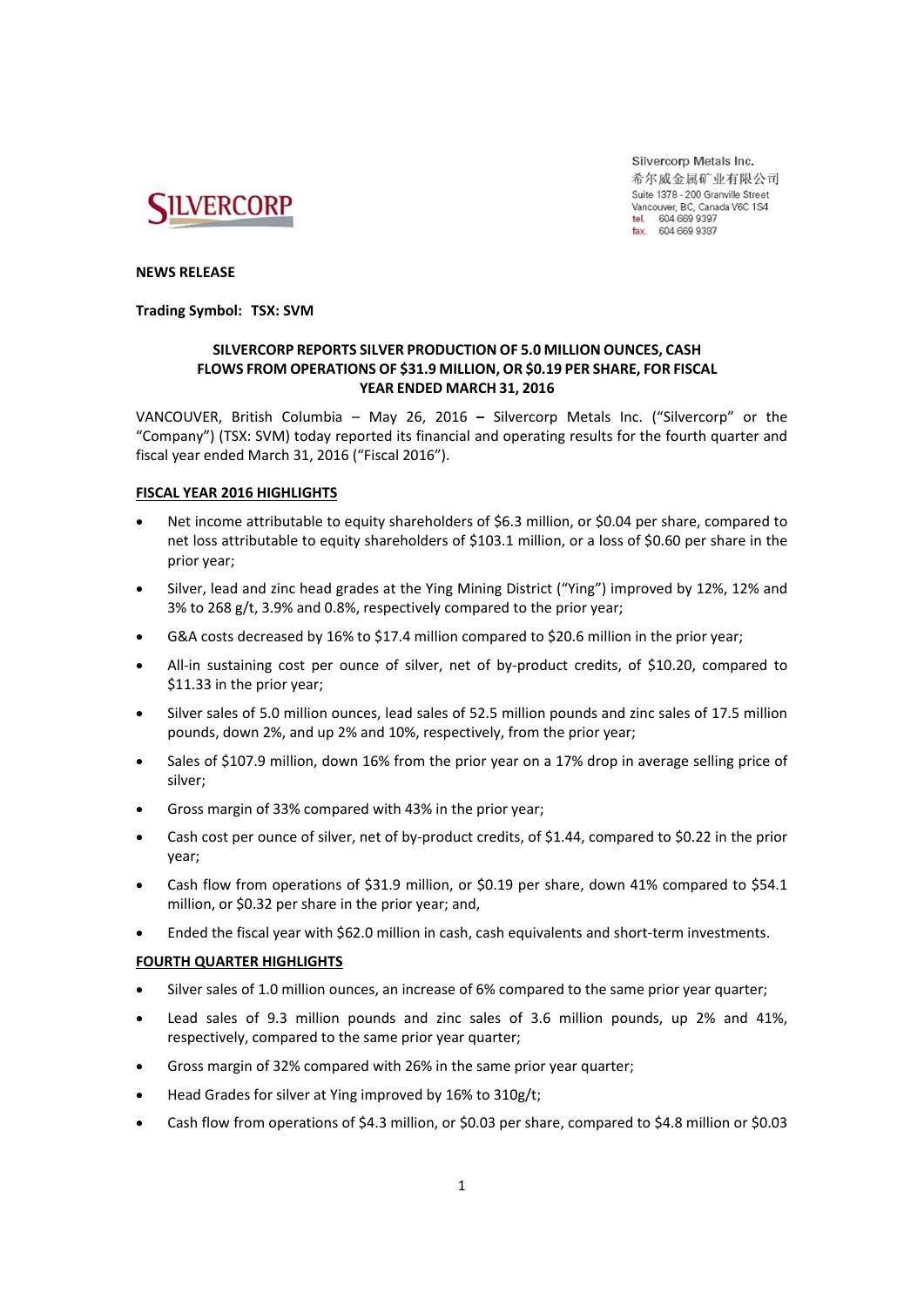Silvercorp Metals Inc.
希尔威金属矿业有限公司
Suite 1378 - 200 Granville Street
Vancouver, BC, Canada V6C 1S4
tel. 604 669 9397
fax. 604 669 9387

**NEWS RELEASE**

**Trading Symbol: TSX: SVM**

**SILVERCORP REPORTS SILVER PRODUCTION OF 5.0 MILLION OUNCES, CASH FLOWS FROM OPERATIONS OF $31.9 MILLION, OR $0.19 PER SHARE, FOR FISCAL YEAR ENDED MARCH 31, 2016**

VANCOUVER, British Columbia – May 26, 2016 **–** Silvercorp Metals Inc. ("Silvercorp" or the "Company") (TSX: SVM) today reported its financial and operating results for the fourth quarter and fiscal year ended March 31, 2016 ("Fiscal 2016").

## FISCAL YEAR 2016 HIGHLIGHTS

- Net income attributable to equity shareholders of $6.3 million, or $0.04 per share, compared to net loss attributable to equity shareholders of $103.1 million, or a loss of $0.60 per share in the prior year;
- Silver, lead and zinc head grades at the Ying Mining District ("Ying") improved by 12%, 12% and 3% to 268 g/t, 3.9% and 0.8%, respectively compared to the prior year;
- G&A costs decreased by 16% to $17.4 million compared to $20.6 million in the prior year;
- All-in sustaining cost per ounce of silver, net of by-product credits, of $10.20, compared to $11.33 in the prior year;
- Silver sales of 5.0 million ounces, lead sales of 52.5 million pounds and zinc sales of 17.5 million pounds, down 2%, and up 2% and 10%, respectively, from the prior year;
- Sales of $107.9 million, down 16% from the prior year on a 17% drop in average selling price of silver;
- Gross margin of 33% compared with 43% in the prior year;
- Cash cost per ounce of silver, net of by-product credits, of $1.44, compared to $0.22 in the prior year;
- Cash flow from operations of $31.9 million, or $0.19 per share, down 41% compared to $54.1 million, or $0.32 per share in the prior year; and,
- Ended the fiscal year with $62.0 million in cash, cash equivalents and short-term investments.

## FOURTH QUARTER HIGHLIGHTS

- Silver sales of 1.0 million ounces, an increase of 6% compared to the same prior year quarter;
- Lead sales of 9.3 million pounds and zinc sales of 3.6 million pounds, up 2% and 41%, respectively, compared to the same prior year quarter;
- Gross margin of 32% compared with 26% in the same prior year quarter;
- Head Grades for silver at Ying improved by 16% to 310g/t;
- Cash flow from operations of $4.3 million, or $0.03 per share, compared to $4.8 million or $0.03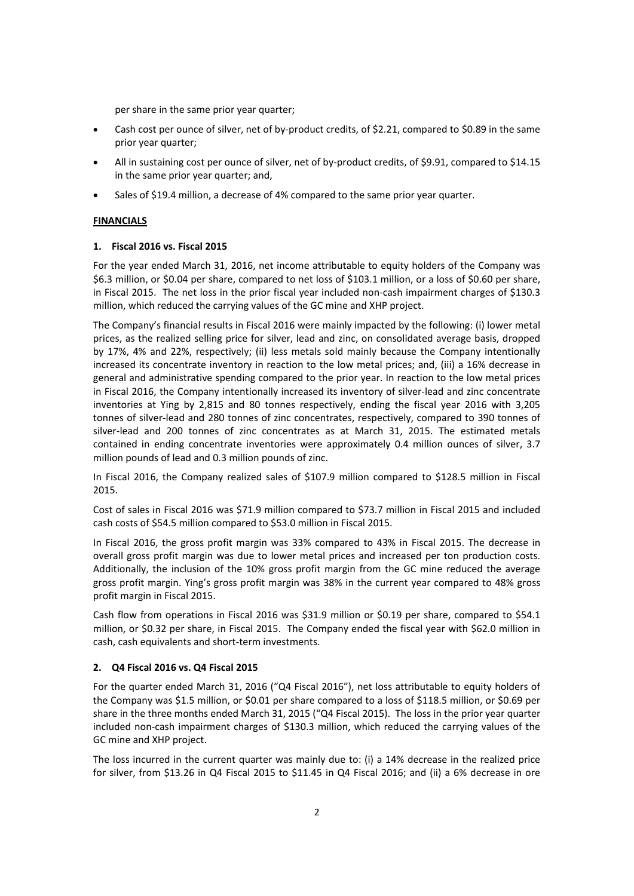per share in the same prior year quarter;

- Cash cost per ounce of silver, net of by-product credits, of $2.21, compared to $0.89 in the same prior year quarter;
- All in sustaining cost per ounce of silver, net of by-product credits, of $9.91, compared to $14.15 in the same prior year quarter; and,
- Sales of $19.4 million, a decrease of 4% compared to the same prior year quarter.

**FINANCIALS**

**1. Fiscal 2016 vs. Fiscal 2015**

For the year ended March 31, 2016, net income attributable to equity holders of the Company was $6.3 million, or $0.04 per share, compared to net loss of $103.1 million, or a loss of $0.60 per share, in Fiscal 2015. The net loss in the prior fiscal year included non-cash impairment charges of $130.3 million, which reduced the carrying values of the GC mine and XHP project.

The Company's financial results in Fiscal 2016 were mainly impacted by the following: (i) lower metal prices, as the realized selling price for silver, lead and zinc, on consolidated average basis, dropped by 17%, 4% and 22%, respectively; (ii) less metals sold mainly because the Company intentionally increased its concentrate inventory in reaction to the low metal prices; and, (iii) a 16% decrease in general and administrative spending compared to the prior year. In reaction to the low metal prices in Fiscal 2016, the Company intentionally increased its inventory of silver-lead and zinc concentrate inventories at Ying by 2,815 and 80 tonnes respectively, ending the fiscal year 2016 with 3,205 tonnes of silver-lead and 280 tonnes of zinc concentrates, respectively, compared to 390 tonnes of silver-lead and 200 tonnes of zinc concentrates as at March 31, 2015. The estimated metals contained in ending concentrate inventories were approximately 0.4 million ounces of silver, 3.7 million pounds of lead and 0.3 million pounds of zinc.

In Fiscal 2016, the Company realized sales of $107.9 million compared to $128.5 million in Fiscal 2015.

Cost of sales in Fiscal 2016 was $71.9 million compared to $73.7 million in Fiscal 2015 and included cash costs of $54.5 million compared to $53.0 million in Fiscal 2015.

In Fiscal 2016, the gross profit margin was 33% compared to 43% in Fiscal 2015. The decrease in overall gross profit margin was due to lower metal prices and increased per ton production costs. Additionally, the inclusion of the 10% gross profit margin from the GC mine reduced the average gross profit margin. Ying's gross profit margin was 38% in the current year compared to 48% gross profit margin in Fiscal 2015.

Cash flow from operations in Fiscal 2016 was $31.9 million or $0.19 per share, compared to $54.1 million, or $0.32 per share, in Fiscal 2015. The Company ended the fiscal year with $62.0 million in cash, cash equivalents and short-term investments.

**2. Q4 Fiscal 2016 vs. Q4 Fiscal 2015**

For the quarter ended March 31, 2016 ("Q4 Fiscal 2016"), net loss attributable to equity holders of the Company was $1.5 million, or $0.01 per share compared to a loss of $118.5 million, or $0.69 per share in the three months ended March 31, 2015 ("Q4 Fiscal 2015). The loss in the prior year quarter included non-cash impairment charges of $130.3 million, which reduced the carrying values of the GC mine and XHP project.

The loss incurred in the current quarter was mainly due to: (i) a 14% decrease in the realized price for silver, from $13.26 in Q4 Fiscal 2015 to $11.45 in Q4 Fiscal 2016; and (ii) a 6% decrease in ore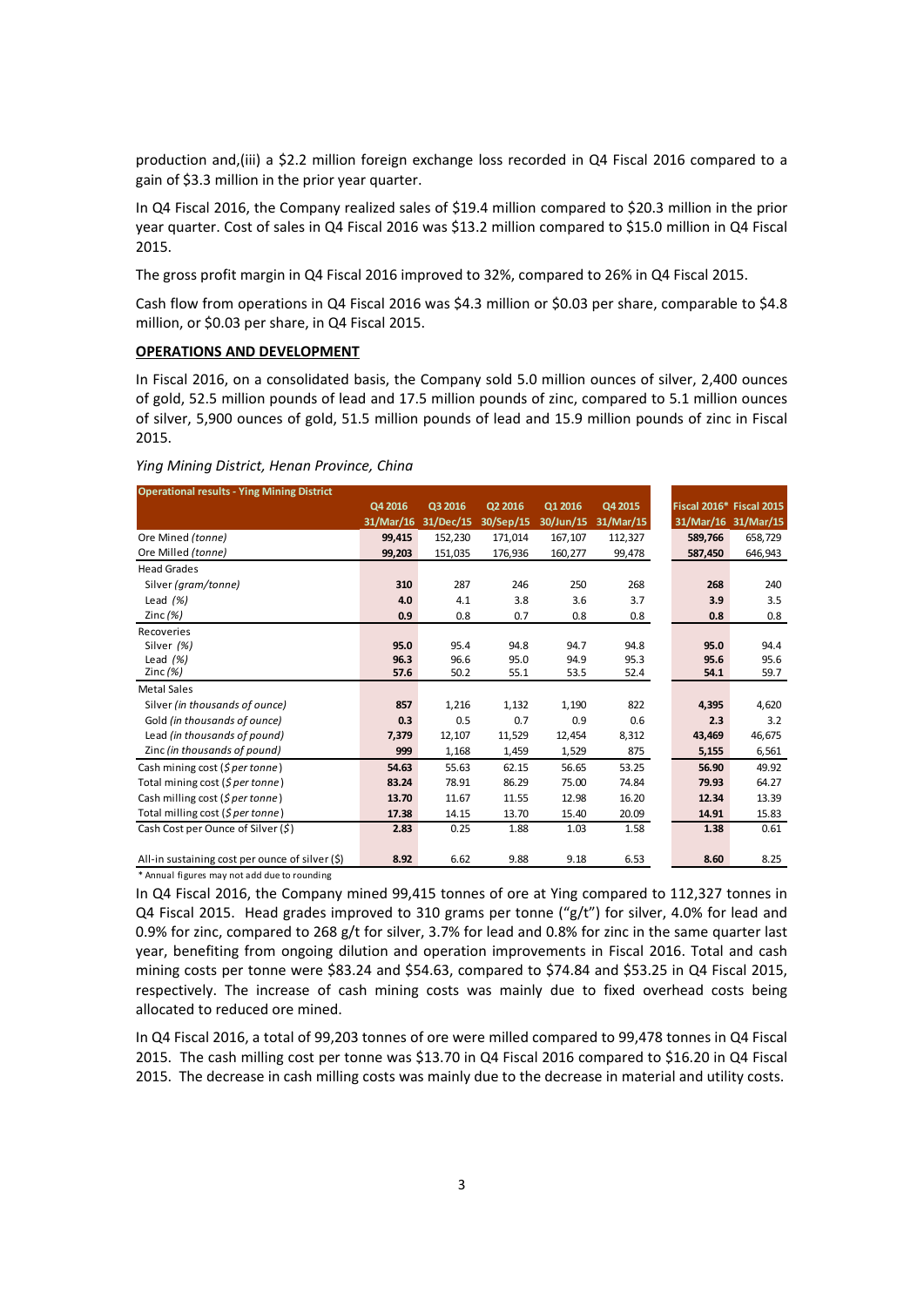production and,(iii) a $2.2 million foreign exchange loss recorded in Q4 Fiscal 2016 compared to a gain of $3.3 million in the prior year quarter.

In Q4 Fiscal 2016, the Company realized sales of $19.4 million compared to $20.3 million in the prior year quarter. Cost of sales in Q4 Fiscal 2016 was $13.2 million compared to $15.0 million in Q4 Fiscal 2015.

The gross profit margin in Q4 Fiscal 2016 improved to 32%, compared to 26% in Q4 Fiscal 2015.

Cash flow from operations in Q4 Fiscal 2016 was $4.3 million or $0.03 per share, comparable to $4.8 million, or $0.03 per share, in Q4 Fiscal 2015.

## OPERATIONS AND DEVELOPMENT

In Fiscal 2016, on a consolidated basis, the Company sold 5.0 million ounces of silver, 2,400 ounces of gold, 52.5 million pounds of lead and 17.5 million pounds of zinc, compared to 5.1 million ounces of silver, 5,900 ounces of gold, 51.5 million pounds of lead and 15.9 million pounds of zinc in Fiscal 2015.

*Ying Mining District, Henan Province, China*

| Operational results - Ying Mining District | Q4 2016 | Q3 2016 | Q2 2016 | Q1 2016 | Q4 2015 | Fiscal 2016* | Fiscal 2015 |
|---|---|---|---|---|---|---|---|
| | 31/Mar/16 | 31/Dec/15 | 30/Sep/15 | 30/Jun/15 | 31/Mar/15 | 31/Mar/16 | 31/Mar/15 |
| Ore Mined *(tonne)* | **99,415** | 152,230 | 171,014 | 167,107 | 112,327 | **589,766** | 658,729 |
| Ore Milled *(tonne)* | **99,203** | 151,035 | 176,936 | 160,277 | 99,478 | **587,450** | 646,943 |
| Head Grades | | | | | | | |
| Silver *(gram/tonne)* | **310** | 287 | 246 | 250 | 268 | **268** | 240 |
| Lead *(%)* | **4.0** | 4.1 | 3.8 | 3.6 | 3.7 | **3.9** | 3.5 |
| Zinc *(%)* | **0.9** | 0.8 | 0.7 | 0.8 | 0.8 | **0.8** | 0.8 |
| Recoveries | | | | | | | |
| Silver *(%)* | **95.0** | 95.4 | 94.8 | 94.7 | 94.8 | **95.0** | 94.4 |
| Lead *(%)* | **96.3** | 96.6 | 95.0 | 94.9 | 95.3 | **95.6** | 95.6 |
| Zinc *(%)* | **57.6** | 50.2 | 55.1 | 53.5 | 52.4 | **54.1** | 59.7 |
| Metal Sales | | | | | | | |
| Silver *(in thousands of ounce)* | **857** | 1,216 | 1,132 | 1,190 | 822 | **4,395** | 4,620 |
| Gold *(in thousands of ounce)* | **0.3** | 0.5 | 0.7 | 0.9 | 0.6 | **2.3** | 3.2 |
| Lead *(in thousands of pound)* | **7,379** | 12,107 | 11,529 | 12,454 | 8,312 | **43,469** | 46,675 |
| Zinc *(in thousands of pound)* | **999** | 1,168 | 1,459 | 1,529 | 875 | **5,155** | 6,561 |
| Cash mining cost *($ per tonne)* | **54.63** | 55.63 | 62.15 | 56.65 | 53.25 | **56.90** | 49.92 |
| Total mining cost *($ per tonne)* | **83.24** | 78.91 | 86.29 | 75.00 | 74.84 | **79.93** | 64.27 |
| Cash milling cost *($ per tonne)* | **13.70** | 11.67 | 11.55 | 12.98 | 16.20 | **12.34** | 13.39 |
| Total milling cost *($ per tonne)* | **17.38** | 14.15 | 13.70 | 15.40 | 20.09 | **14.91** | 15.83 |
| Cash Cost per Ounce of Silver *($)* | **2.83** | 0.25 | 1.88 | 1.03 | 1.58 | **1.38** | 0.61 |
| All-in sustaining cost per ounce of silver ($) | **8.92** | 6.62 | 9.88 | 9.18 | 6.53 | **8.60** | 8.25 |

\* Annual figures may not add due to rounding

In Q4 Fiscal 2016, the Company mined 99,415 tonnes of ore at Ying compared to 112,327 tonnes in Q4 Fiscal 2015. Head grades improved to 310 grams per tonne ("g/t") for silver, 4.0% for lead and 0.9% for zinc, compared to 268 g/t for silver, 3.7% for lead and 0.8% for zinc in the same quarter last year, benefiting from ongoing dilution and operation improvements in Fiscal 2016. Total and cash mining costs per tonne were $83.24 and $54.63, compared to $74.84 and $53.25 in Q4 Fiscal 2015, respectively. The increase of cash mining costs was mainly due to fixed overhead costs being allocated to reduced ore mined.

In Q4 Fiscal 2016, a total of 99,203 tonnes of ore were milled compared to 99,478 tonnes in Q4 Fiscal 2015. The cash milling cost per tonne was $13.70 in Q4 Fiscal 2016 compared to $16.20 in Q4 Fiscal 2015. The decrease in cash milling costs was mainly due to the decrease in material and utility costs.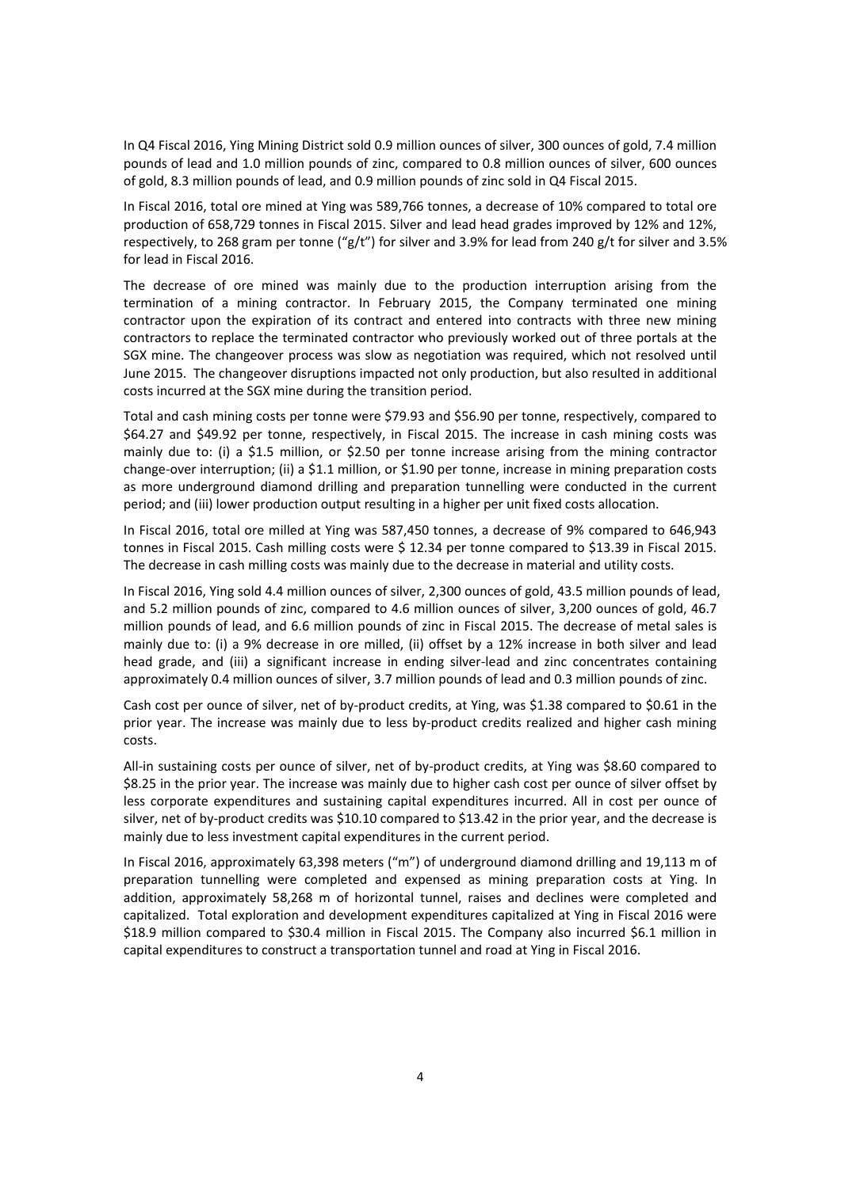In Q4 Fiscal 2016, Ying Mining District sold 0.9 million ounces of silver, 300 ounces of gold, 7.4 million pounds of lead and 1.0 million pounds of zinc, compared to 0.8 million ounces of silver, 600 ounces of gold, 8.3 million pounds of lead, and 0.9 million pounds of zinc sold in Q4 Fiscal 2015.

In Fiscal 2016, total ore mined at Ying was 589,766 tonnes, a decrease of 10% compared to total ore production of 658,729 tonnes in Fiscal 2015. Silver and lead head grades improved by 12% and 12%, respectively, to 268 gram per tonne ("g/t") for silver and 3.9% for lead from 240 g/t for silver and 3.5% for lead in Fiscal 2016.

The decrease of ore mined was mainly due to the production interruption arising from the termination of a mining contractor. In February 2015, the Company terminated one mining contractor upon the expiration of its contract and entered into contracts with three new mining contractors to replace the terminated contractor who previously worked out of three portals at the SGX mine. The changeover process was slow as negotiation was required, which not resolved until June 2015. The changeover disruptions impacted not only production, but also resulted in additional costs incurred at the SGX mine during the transition period.

Total and cash mining costs per tonne were $79.93 and $56.90 per tonne, respectively, compared to $64.27 and $49.92 per tonne, respectively, in Fiscal 2015. The increase in cash mining costs was mainly due to: (i) a $1.5 million, or $2.50 per tonne increase arising from the mining contractor change-over interruption; (ii) a $1.1 million, or $1.90 per tonne, increase in mining preparation costs as more underground diamond drilling and preparation tunnelling were conducted in the current period; and (iii) lower production output resulting in a higher per unit fixed costs allocation.

In Fiscal 2016, total ore milled at Ying was 587,450 tonnes, a decrease of 9% compared to 646,943 tonnes in Fiscal 2015. Cash milling costs were $ 12.34 per tonne compared to $13.39 in Fiscal 2015. The decrease in cash milling costs was mainly due to the decrease in material and utility costs.

In Fiscal 2016, Ying sold 4.4 million ounces of silver, 2,300 ounces of gold, 43.5 million pounds of lead, and 5.2 million pounds of zinc, compared to 4.6 million ounces of silver, 3,200 ounces of gold, 46.7 million pounds of lead, and 6.6 million pounds of zinc in Fiscal 2015. The decrease of metal sales is mainly due to: (i) a 9% decrease in ore milled, (ii) offset by a 12% increase in both silver and lead head grade, and (iii) a significant increase in ending silver-lead and zinc concentrates containing approximately 0.4 million ounces of silver, 3.7 million pounds of lead and 0.3 million pounds of zinc.

Cash cost per ounce of silver, net of by-product credits, at Ying, was $1.38 compared to $0.61 in the prior year. The increase was mainly due to less by-product credits realized and higher cash mining costs.

All-in sustaining costs per ounce of silver, net of by-product credits, at Ying was $8.60 compared to $8.25 in the prior year. The increase was mainly due to higher cash cost per ounce of silver offset by less corporate expenditures and sustaining capital expenditures incurred. All in cost per ounce of silver, net of by-product credits was $10.10 compared to $13.42 in the prior year, and the decrease is mainly due to less investment capital expenditures in the current period.

In Fiscal 2016, approximately 63,398 meters ("m") of underground diamond drilling and 19,113 m of preparation tunnelling were completed and expensed as mining preparation costs at Ying. In addition, approximately 58,268 m of horizontal tunnel, raises and declines were completed and capitalized. Total exploration and development expenditures capitalized at Ying in Fiscal 2016 were $18.9 million compared to $30.4 million in Fiscal 2015. The Company also incurred $6.1 million in capital expenditures to construct a transportation tunnel and road at Ying in Fiscal 2016.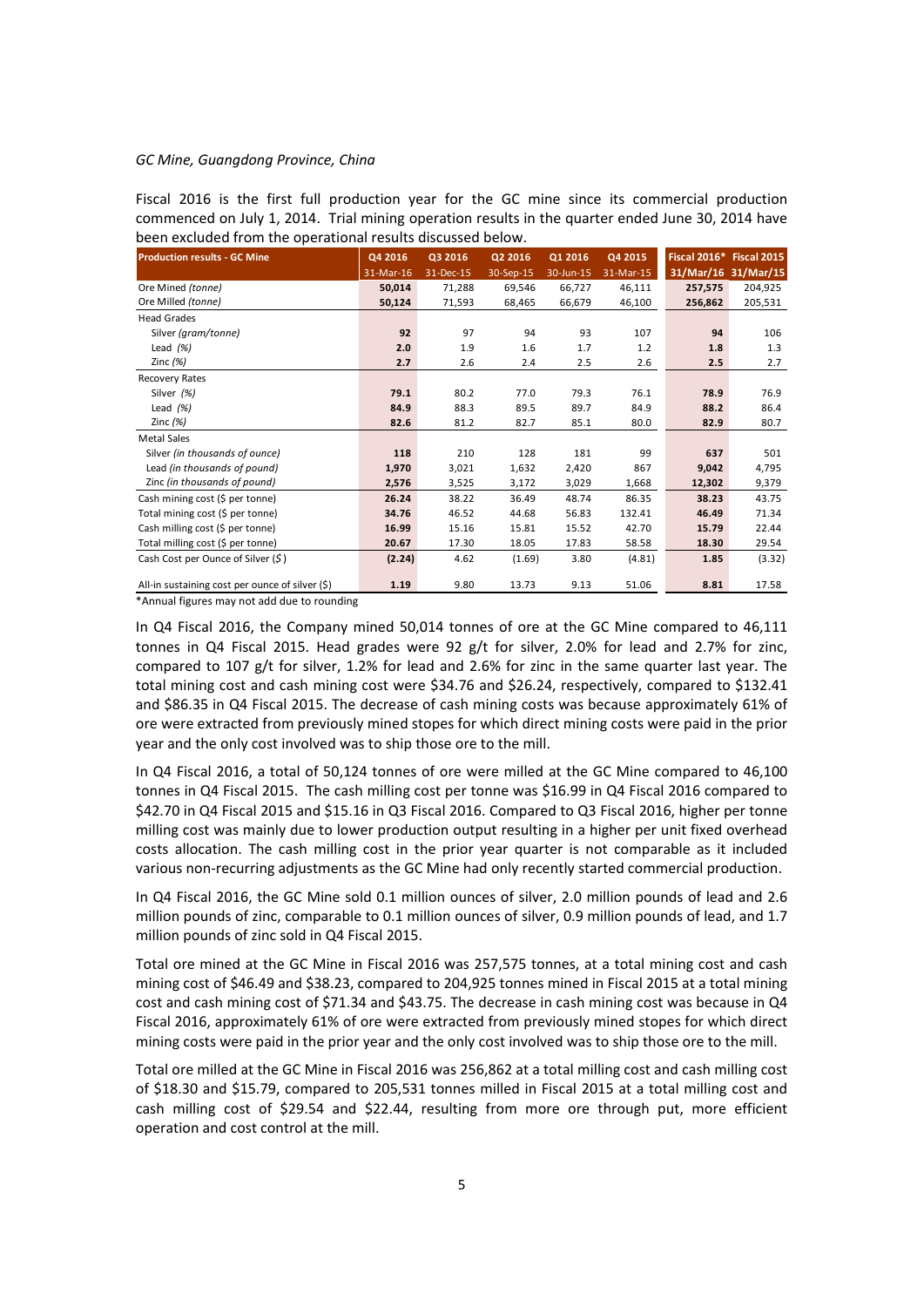*GC Mine, Guangdong Province, China*

Fiscal 2016 is the first full production year for the GC mine since its commercial production commenced on July 1, 2014. Trial mining operation results in the quarter ended June 30, 2014 have been excluded from the operational results discussed below.

| Production results - GC Mine | Q4 2016 | Q3 2016 | Q2 2016 | Q1 2016 | Q4 2015 | Fiscal 2016* | Fiscal 2015 |
|---|---|---|---|---|---|---|---|
| | 31-Mar-16 | 31-Dec-15 | 30-Sep-15 | 30-Jun-15 | 31-Mar-15 | 31/Mar/16 | 31/Mar/15 |
| Ore Mined *(tonne)* | **50,014** | 71,288 | 69,546 | 66,727 | 46,111 | **257,575** | 204,925 |
| Ore Milled *(tonne)* | **50,124** | 71,593 | 68,465 | 66,679 | 46,100 | **256,862** | 205,531 |
| Head Grades | | | | | | | |
| Silver *(gram/tonne)* | **92** | 97 | 94 | 93 | 107 | **94** | 106 |
| Lead *(%)* | **2.0** | 1.9 | 1.6 | 1.7 | 1.2 | **1.8** | 1.3 |
| Zinc *(%)* | **2.7** | 2.6 | 2.4 | 2.5 | 2.6 | **2.5** | 2.7 |
| Recovery Rates | | | | | | | |
| Silver *(%)* | **79.1** | 80.2 | 77.0 | 79.3 | 76.1 | **78.9** | 76.9 |
| Lead *(%)* | **84.9** | 88.3 | 89.5 | 89.7 | 84.9 | **88.2** | 86.4 |
| Zinc *(%)* | **82.6** | 81.2 | 82.7 | 85.1 | 80.0 | **82.9** | 80.7 |
| Metal Sales | | | | | | | |
| Silver *(in thousands of ounce)* | **118** | 210 | 128 | 181 | 99 | **637** | 501 |
| Lead *(in thousands of pound)* | **1,970** | 3,021 | 1,632 | 2,420 | 867 | **9,042** | 4,795 |
| Zinc *(in thousands of pound)* | **2,576** | 3,525 | 3,172 | 3,029 | 1,668 | **12,302** | 9,379 |
| Cash mining cost ($ per tonne) | **26.24** | 38.22 | 36.49 | 48.74 | 86.35 | **38.23** | 43.75 |
| Total mining cost ($ per tonne) | **34.76** | 46.52 | 44.68 | 56.83 | 132.41 | **46.49** | 71.34 |
| Cash milling cost ($ per tonne) | **16.99** | 15.16 | 15.81 | 15.52 | 42.70 | **15.79** | 22.44 |
| Total milling cost ($ per tonne) | **20.67** | 17.30 | 18.05 | 17.83 | 58.58 | **18.30** | 29.54 |
| Cash Cost per Ounce of Silver ($) | **(2.24)** | 4.62 | (1.69) | 3.80 | (4.81) | **1.85** | (3.32) |
| All-in sustaining cost per ounce of silver ($) | **1.19** | 9.80 | 13.73 | 9.13 | 51.06 | **8.81** | 17.58 |

*Annual figures may not add due to rounding

In Q4 Fiscal 2016, the Company mined 50,014 tonnes of ore at the GC Mine compared to 46,111 tonnes in Q4 Fiscal 2015. Head grades were 92 g/t for silver, 2.0% for lead and 2.7% for zinc, compared to 107 g/t for silver, 1.2% for lead and 2.6% for zinc in the same quarter last year. The total mining cost and cash mining cost were $34.76 and $26.24, respectively, compared to $132.41 and $86.35 in Q4 Fiscal 2015. The decrease of cash mining costs was because approximately 61% of ore were extracted from previously mined stopes for which direct mining costs were paid in the prior year and the only cost involved was to ship those ore to the mill.

In Q4 Fiscal 2016, a total of 50,124 tonnes of ore were milled at the GC Mine compared to 46,100 tonnes in Q4 Fiscal 2015. The cash milling cost per tonne was $16.99 in Q4 Fiscal 2016 compared to $42.70 in Q4 Fiscal 2015 and $15.16 in Q3 Fiscal 2016. Compared to Q3 Fiscal 2016, higher per tonne milling cost was mainly due to lower production output resulting in a higher per unit fixed overhead costs allocation. The cash milling cost in the prior year quarter is not comparable as it included various non-recurring adjustments as the GC Mine had only recently started commercial production.

In Q4 Fiscal 2016, the GC Mine sold 0.1 million ounces of silver, 2.0 million pounds of lead and 2.6 million pounds of zinc, comparable to 0.1 million ounces of silver, 0.9 million pounds of lead, and 1.7 million pounds of zinc sold in Q4 Fiscal 2015.

Total ore mined at the GC Mine in Fiscal 2016 was 257,575 tonnes, at a total mining cost and cash mining cost of $46.49 and $38.23, compared to 204,925 tonnes mined in Fiscal 2015 at a total mining cost and cash mining cost of $71.34 and $43.75. The decrease in cash mining cost was because in Q4 Fiscal 2016, approximately 61% of ore were extracted from previously mined stopes for which direct mining costs were paid in the prior year and the only cost involved was to ship those ore to the mill.

Total ore milled at the GC Mine in Fiscal 2016 was 256,862 at a total milling cost and cash milling cost of $18.30 and $15.79, compared to 205,531 tonnes milled in Fiscal 2015 at a total milling cost and cash milling cost of $29.54 and $22.44, resulting from more ore through put, more efficient operation and cost control at the mill.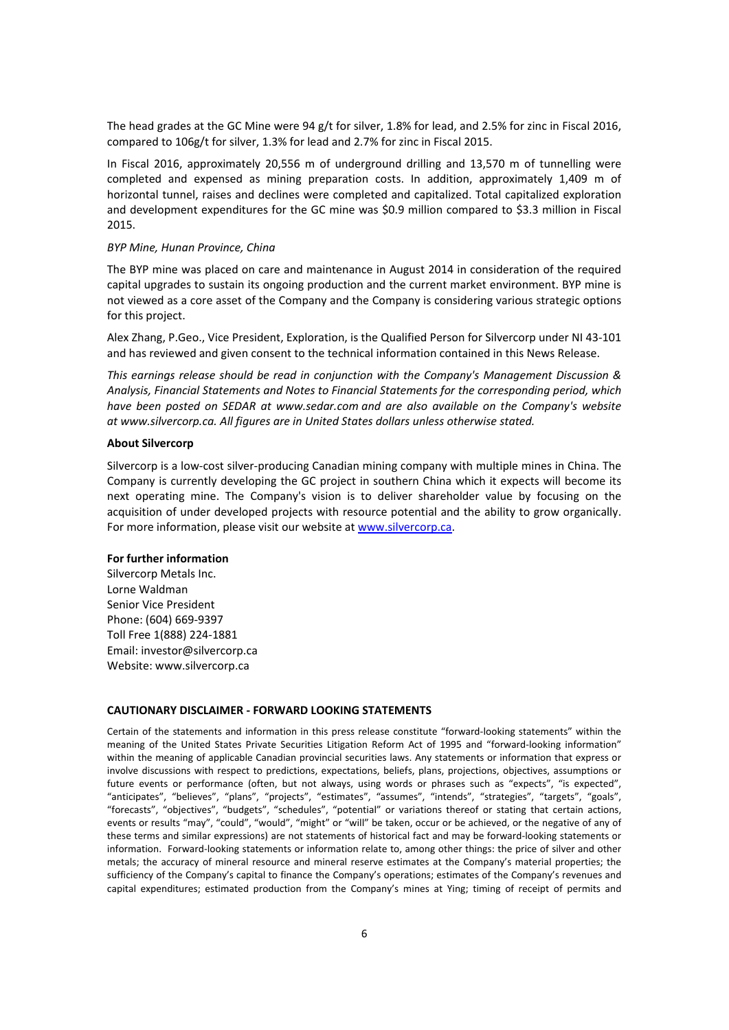The head grades at the GC Mine were 94 g/t for silver, 1.8% for lead, and 2.5% for zinc in Fiscal 2016, compared to 106g/t for silver, 1.3% for lead and 2.7% for zinc in Fiscal 2015.

In Fiscal 2016, approximately 20,556 m of underground drilling and 13,570 m of tunnelling were completed and expensed as mining preparation costs. In addition, approximately 1,409 m of horizontal tunnel, raises and declines were completed and capitalized. Total capitalized exploration and development expenditures for the GC mine was $0.9 million compared to $3.3 million in Fiscal 2015.

*BYP Mine, Hunan Province, China*

The BYP mine was placed on care and maintenance in August 2014 in consideration of the required capital upgrades to sustain its ongoing production and the current market environment. BYP mine is not viewed as a core asset of the Company and the Company is considering various strategic options for this project.

Alex Zhang, P.Geo., Vice President, Exploration, is the Qualified Person for Silvercorp under NI 43-101 and has reviewed and given consent to the technical information contained in this News Release.

*This earnings release should be read in conjunction with the Company's Management Discussion & Analysis, Financial Statements and Notes to Financial Statements for the corresponding period, which have been posted on SEDAR at www.sedar.com and are also available on the Company's website at www.silvercorp.ca. All figures are in United States dollars unless otherwise stated.*

**About Silvercorp**

Silvercorp is a low-cost silver-producing Canadian mining company with multiple mines in China. The Company is currently developing the GC project in southern China which it expects will become its next operating mine. The Company's vision is to deliver shareholder value by focusing on the acquisition of under developed projects with resource potential and the ability to grow organically. For more information, please visit our website at www.silvercorp.ca.

**For further information**

Silvercorp Metals Inc.
Lorne Waldman
Senior Vice President
Phone: (604) 669-9397
Toll Free 1(888) 224-1881
Email: investor@silvercorp.ca
Website: www.silvercorp.ca

**CAUTIONARY DISCLAIMER - FORWARD LOOKING STATEMENTS**

Certain of the statements and information in this press release constitute “forward-looking statements” within the meaning of the United States Private Securities Litigation Reform Act of 1995 and “forward-looking information” within the meaning of applicable Canadian provincial securities laws. Any statements or information that express or involve discussions with respect to predictions, expectations, beliefs, plans, projections, objectives, assumptions or future events or performance (often, but not always, using words or phrases such as “expects”, “is expected”, “anticipates”, “believes”, “plans”, “projects”, “estimates”, “assumes”, “intends”, “strategies”, “targets”, “goals”, “forecasts”, “objectives”, “budgets”, “schedules”, “potential” or variations thereof or stating that certain actions, events or results “may”, “could”, “would”, “might” or “will” be taken, occur or be achieved, or the negative of any of these terms and similar expressions) are not statements of historical fact and may be forward-looking statements or information. Forward-looking statements or information relate to, among other things: the price of silver and other metals; the accuracy of mineral resource and mineral reserve estimates at the Company’s material properties; the sufficiency of the Company’s capital to finance the Company’s operations; estimates of the Company’s revenues and capital expenditures; estimated production from the Company’s mines at Ying; timing of receipt of permits and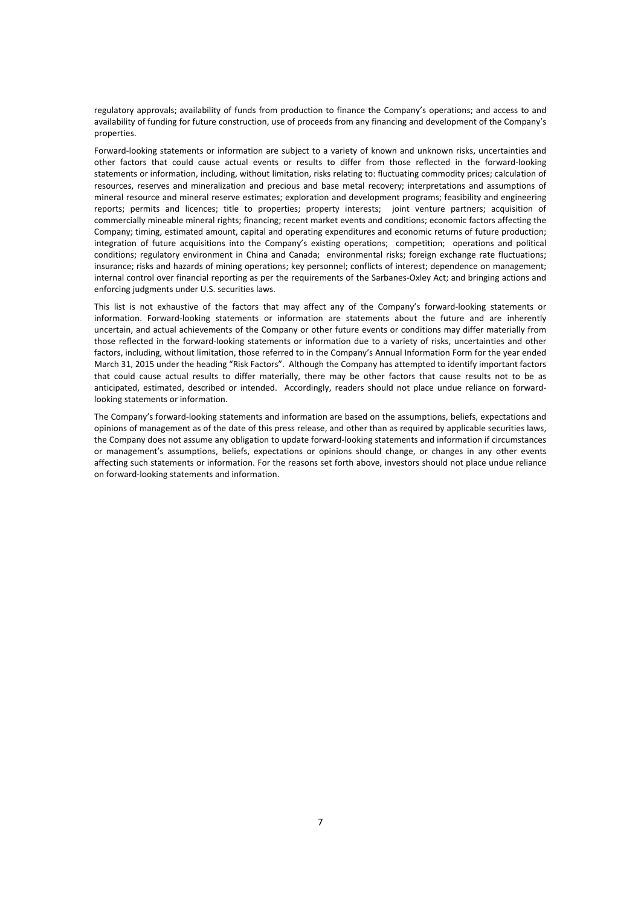regulatory approvals; availability of funds from production to finance the Company's operations; and access to and availability of funding for future construction, use of proceeds from any financing and development of the Company's properties.

Forward-looking statements or information are subject to a variety of known and unknown risks, uncertainties and other factors that could cause actual events or results to differ from those reflected in the forward-looking statements or information, including, without limitation, risks relating to: fluctuating commodity prices; calculation of resources, reserves and mineralization and precious and base metal recovery; interpretations and assumptions of mineral resource and mineral reserve estimates; exploration and development programs; feasibility and engineering reports; permits and licences; title to properties; property interests; joint venture partners; acquisition of commercially mineable mineral rights; financing; recent market events and conditions; economic factors affecting the Company; timing, estimated amount, capital and operating expenditures and economic returns of future production; integration of future acquisitions into the Company's existing operations; competition; operations and political conditions; regulatory environment in China and Canada; environmental risks; foreign exchange rate fluctuations; insurance; risks and hazards of mining operations; key personnel; conflicts of interest; dependence on management; internal control over financial reporting as per the requirements of the Sarbanes-Oxley Act; and bringing actions and enforcing judgments under U.S. securities laws.

This list is not exhaustive of the factors that may affect any of the Company's forward-looking statements or information. Forward-looking statements or information are statements about the future and are inherently uncertain, and actual achievements of the Company or other future events or conditions may differ materially from those reflected in the forward-looking statements or information due to a variety of risks, uncertainties and other factors, including, without limitation, those referred to in the Company's Annual Information Form for the year ended March 31, 2015 under the heading "Risk Factors". Although the Company has attempted to identify important factors that could cause actual results to differ materially, there may be other factors that cause results not to be as anticipated, estimated, described or intended. Accordingly, readers should not place undue reliance on forward-looking statements or information.

The Company's forward-looking statements and information are based on the assumptions, beliefs, expectations and opinions of management as of the date of this press release, and other than as required by applicable securities laws, the Company does not assume any obligation to update forward-looking statements and information if circumstances or management's assumptions, beliefs, expectations or opinions should change, or changes in any other events affecting such statements or information. For the reasons set forth above, investors should not place undue reliance on forward-looking statements and information.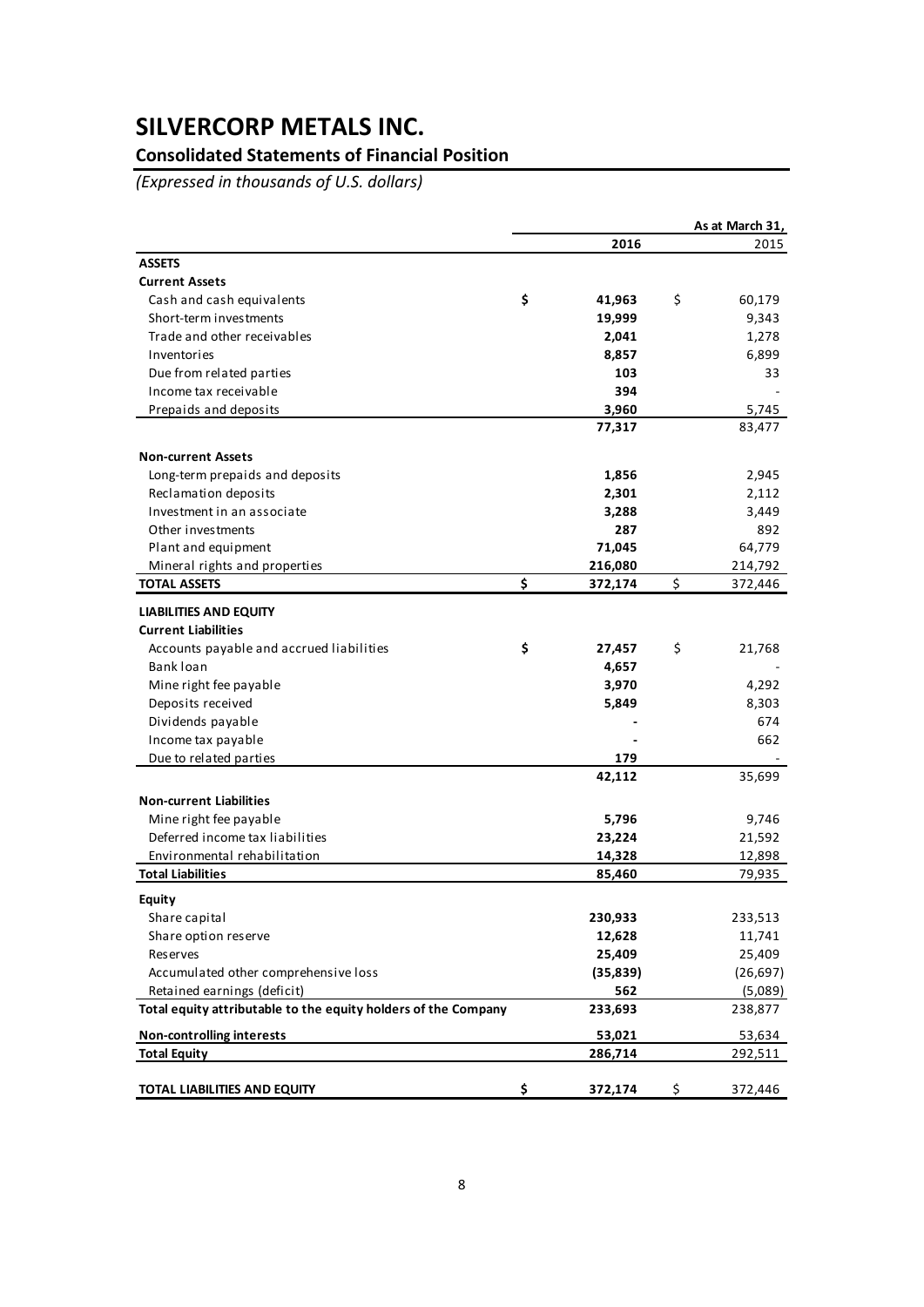# SILVERCORP METALS INC.

## Consolidated Statements of Financial Position

*(Expressed in thousands of U.S. dollars)*

| | As at March 31, 2016 | 2015 |
|---|---|---|
| **ASSETS** | | |
| **Current Assets** | | |
| Cash and cash equivalents | **$ 41,963** | $ 60,179 |
| Short-term investments | **19,999** | 9,343 |
| Trade and other receivables | **2,041** | 1,278 |
| Inventories | **8,857** | 6,899 |
| Due from related parties | **103** | 33 |
| Income tax receivable | **394** | - |
| Prepaids and deposits | **3,960** | 5,745 |
| | **77,317** | 83,477 |
| **Non-current Assets** | | |
| Long-term prepaids and deposits | **1,856** | 2,945 |
| Reclamation deposits | **2,301** | 2,112 |
| Investment in an associate | **3,288** | 3,449 |
| Other investments | **287** | 892 |
| Plant and equipment | **71,045** | 64,779 |
| Mineral rights and properties | **216,080** | 214,792 |
| **TOTAL ASSETS** | **$ 372,174** | $ 372,446 |
| **LIABILITIES AND EQUITY** | | |
| **Current Liabilities** | | |
| Accounts payable and accrued liabilities | **$ 27,457** | $ 21,768 |
| Bank loan | **4,657** | - |
| Mine right fee payable | **3,970** | 4,292 |
| Deposits received | **5,849** | 8,303 |
| Dividends payable | **-** | 674 |
| Income tax payable | **-** | 662 |
| Due to related parties | **179** | - |
| | **42,112** | 35,699 |
| **Non-current Liabilities** | | |
| Mine right fee payable | **5,796** | 9,746 |
| Deferred income tax liabilities | **23,224** | 21,592 |
| Environmental rehabilitation | **14,328** | 12,898 |
| **Total Liabilities** | **85,460** | 79,935 |
| **Equity** | | |
| Share capital | **230,933** | 233,513 |
| Share option reserve | **12,628** | 11,741 |
| Reserves | **25,409** | 25,409 |
| Accumulated other comprehensive loss | **(35,839)** | (26,697) |
| Retained earnings (deficit) | **562** | (5,089) |
| **Total equity attributable to the equity holders of the Company** | **233,693** | 238,877 |
| **Non-controlling interests** | **53,021** | 53,634 |
| **Total Equity** | **286,714** | 292,511 |
| **TOTAL LIABILITIES AND EQUITY** | **$ 372,174** | $ 372,446 |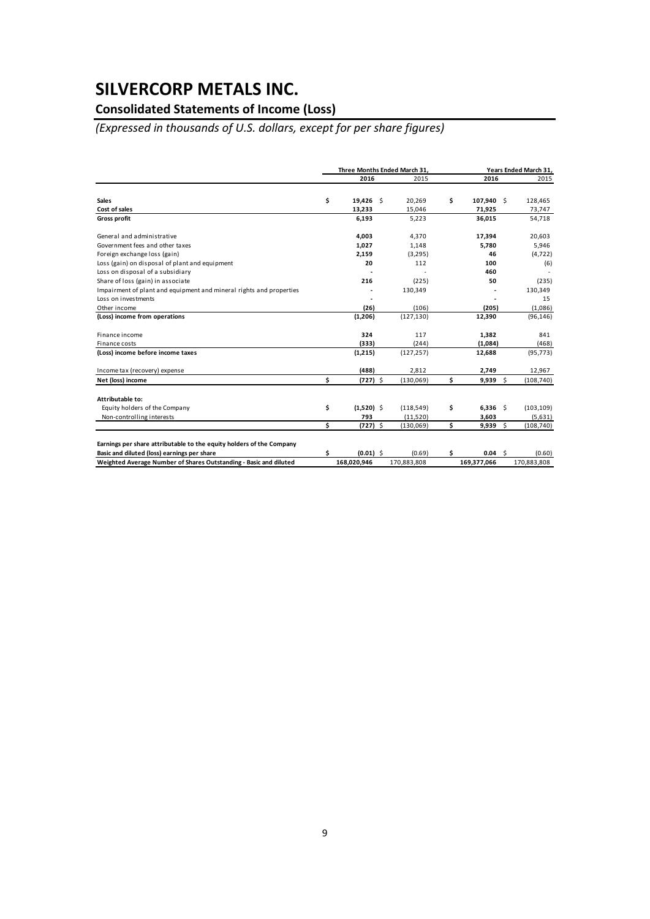# SILVERCORP METALS INC.

## Consolidated Statements of Income (Loss)

### *(Expressed in thousands of U.S. dollars, except for per share figures)*

| | Three Months Ended March 31, | | Years Ended March 31, | |
|---|---|---|---|---|
| | **2016** | 2015 | **2016** | 2015 |
| **Sales** | **$ 19,426** | $ 20,269 | **$ 107,940** | $ 128,465 |
| **Cost of sales** | **13,233** | 15,046 | **71,925** | 73,747 |
| **Gross profit** | **6,193** | 5,223 | **36,015** | 54,718 |
| General and administrative | **4,003** | 4,370 | **17,394** | 20,603 |
| Government fees and other taxes | **1,027** | 1,148 | **5,780** | 5,946 |
| Foreign exchange loss (gain) | **2,159** | (3,295) | **46** | (4,722) |
| Loss (gain) on disposal of plant and equipment | **20** | 112 | **100** | (6) |
| Loss on disposal of a subsidiary | **-** | - | **460** | - |
| Share of loss (gain) in associate | **216** | (225) | **50** | (235) |
| Impairment of plant and equipment and mineral rights and properties | **-** | 130,349 | **-** | 130,349 |
| Loss on investments | **-** | - | **-** | 15 |
| Other income | **(26)** | (106) | **(205)** | (1,086) |
| **(Loss) income from operations** | **(1,206)** | (127,130) | **12,390** | (96,146) |
| Finance income | **324** | 117 | **1,382** | 841 |
| Finance costs | **(333)** | (244) | **(1,084)** | (468) |
| **(Loss) income before income taxes** | **(1,215)** | (127,257) | **12,688** | (95,773) |
| Income tax (recovery) expense | **(488)** | 2,812 | **2,749** | 12,967 |
| **Net (loss) income** | **$ (727)** | $ (130,069) | **$ 9,939** | $ (108,740) |
| **Attributable to:** | | | | |
| Equity holders of the Company | **$ (1,520)** | $ (118,549) | **$ 6,336** | $ (103,109) |
| Non-controlling interests | **793** | (11,520) | **3,603** | (5,631) |
| | **$ (727)** | $ (130,069) | **$ 9,939** | $ (108,740) |
| **Earnings per share attributable to the equity holders of the Company** | | | | |
| **Basic and diluted (loss) earnings per share** | **$ (0.01)** | $ (0.69) | **$ 0.04** | $ (0.60) |
| **Weighted Average Number of Shares Outstanding - Basic and diluted** | **168,020,946** | 170,883,808 | **169,377,066** | 170,883,808 |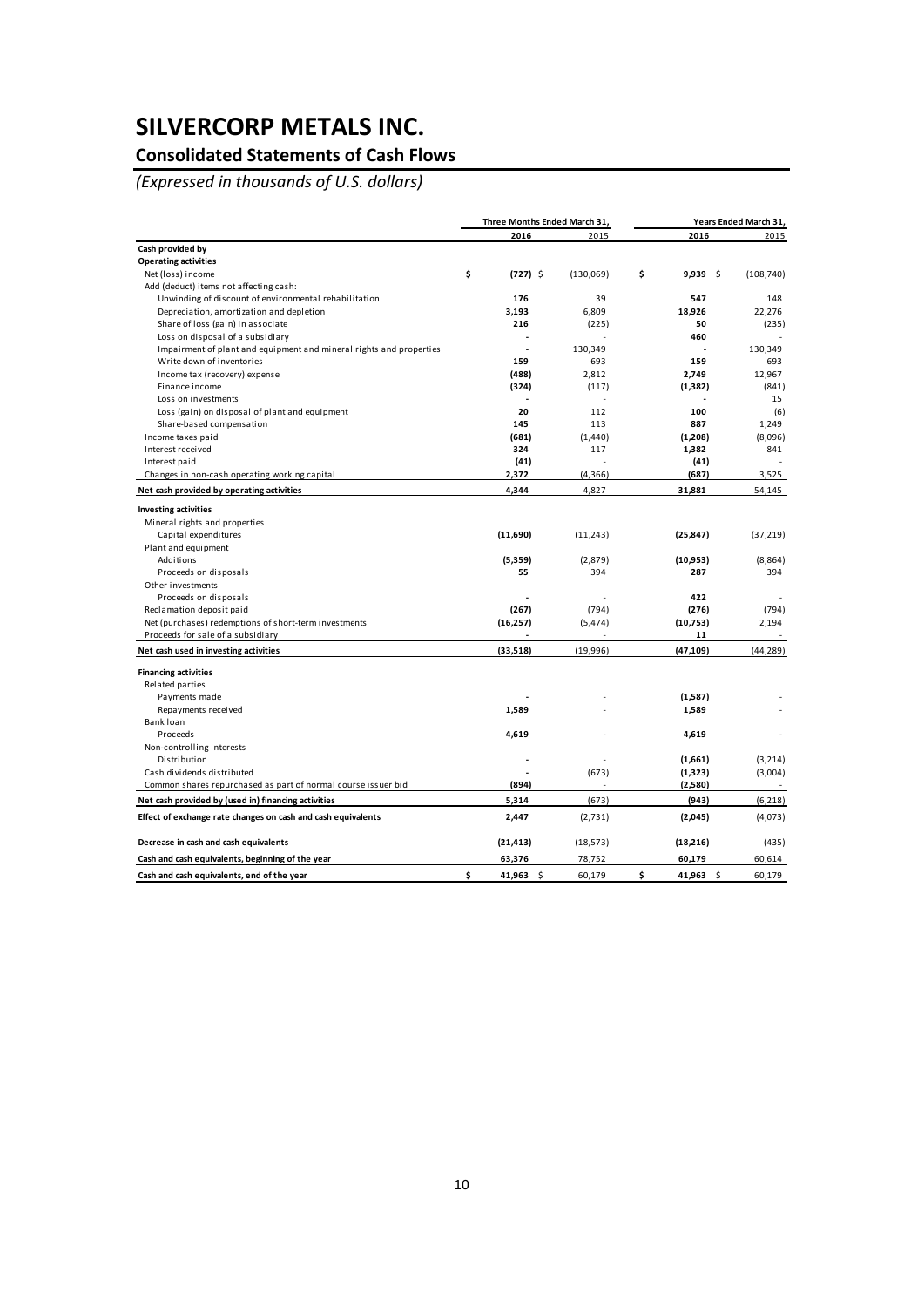# SILVERCORP METALS INC.

## Consolidated Statements of Cash Flows

*(Expressed in thousands of U.S. dollars)*

| | Three Months Ended March 31, | | Years Ended March 31, | |
|---|---|---|---|---|
| | **2016** | 2015 | **2016** | 2015 |
| **Cash provided by** | | | | |
| **Operating activities** | | | | |
| Net (loss) income | **$ (727)** | $ (130,069) | **$ 9,939** | $ (108,740) |
| Add (deduct) items not affecting cash: | | | | |
| Unwinding of discount of environmental rehabilitation | **176** | 39 | **547** | 148 |
| Depreciation, amortization and depletion | **3,193** | 6,809 | **18,926** | 22,276 |
| Share of loss (gain) in associate | **216** | (225) | **50** | (235) |
| Loss on disposal of a subsidiary | **-** | - | **460** | - |
| Impairment of plant and equipment and mineral rights and properties | **-** | 130,349 | **-** | 130,349 |
| Write down of inventories | **159** | 693 | **159** | 693 |
| Income tax (recovery) expense | **(488)** | 2,812 | **2,749** | 12,967 |
| Finance income | **(324)** | (117) | **(1,382)** | (841) |
| Loss on investments | **-** | - | **-** | 15 |
| Loss (gain) on disposal of plant and equipment | **20** | 112 | **100** | (6) |
| Share-based compensation | **145** | 113 | **887** | 1,249 |
| Income taxes paid | **(681)** | (1,440) | **(1,208)** | (8,096) |
| Interest received | **324** | 117 | **1,382** | 841 |
| Interest paid | **(41)** | - | **(41)** | - |
| Changes in non-cash operating working capital | **2,372** | (4,366) | **(687)** | 3,525 |
| **Net cash provided by operating activities** | **4,344** | 4,827 | **31,881** | 54,145 |
| **Investing activities** | | | | |
| Mineral rights and properties | | | | |
| Capital expenditures | **(11,690)** | (11,243) | **(25,847)** | (37,219) |
| Plant and equipment | | | | |
| Additions | **(5,359)** | (2,879) | **(10,953)** | (8,864) |
| Proceeds on disposals | **55** | 394 | **287** | 394 |
| Other investments | | | | |
| Proceeds on disposals | **-** | - | **422** | - |
| Reclamation deposit paid | **(267)** | (794) | **(276)** | (794) |
| Net (purchases) redemptions of short-term investments | **(16,257)** | (5,474) | **(10,753)** | 2,194 |
| Proceeds for sale of a subsidiary | **-** | - | **11** | - |
| **Net cash used in investing activities** | **(33,518)** | (19,996) | **(47,109)** | (44,289) |
| **Financing activities** | | | | |
| Related parties | | | | |
| Payments made | **-** | - | **(1,587)** | - |
| Repayments received | **1,589** | - | **1,589** | - |
| Bank loan | | | | |
| Proceeds | **4,619** | - | **4,619** | - |
| Non-controlling interests | | | | |
| Distribution | **-** | - | **(1,661)** | (3,214) |
| Cash dividends distributed | **-** | (673) | **(1,323)** | (3,004) |
| Common shares repurchased as part of normal course issuer bid | **(894)** | - | **(2,580)** | - |
| **Net cash provided by (used in) financing activities** | **5,314** | (673) | **(943)** | (6,218) |
| **Effect of exchange rate changes on cash and cash equivalents** | **2,447** | (2,731) | **(2,045)** | (4,073) |
| **Decrease in cash and cash equivalents** | **(21,413)** | (18,573) | **(18,216)** | (435) |
| **Cash and cash equivalents, beginning of the year** | **63,376** | 78,752 | **60,179** | 60,614 |
| **Cash and cash equivalents, end of the year** | **$ 41,963** | $ 60,179 | **$ 41,963** | $ 60,179 |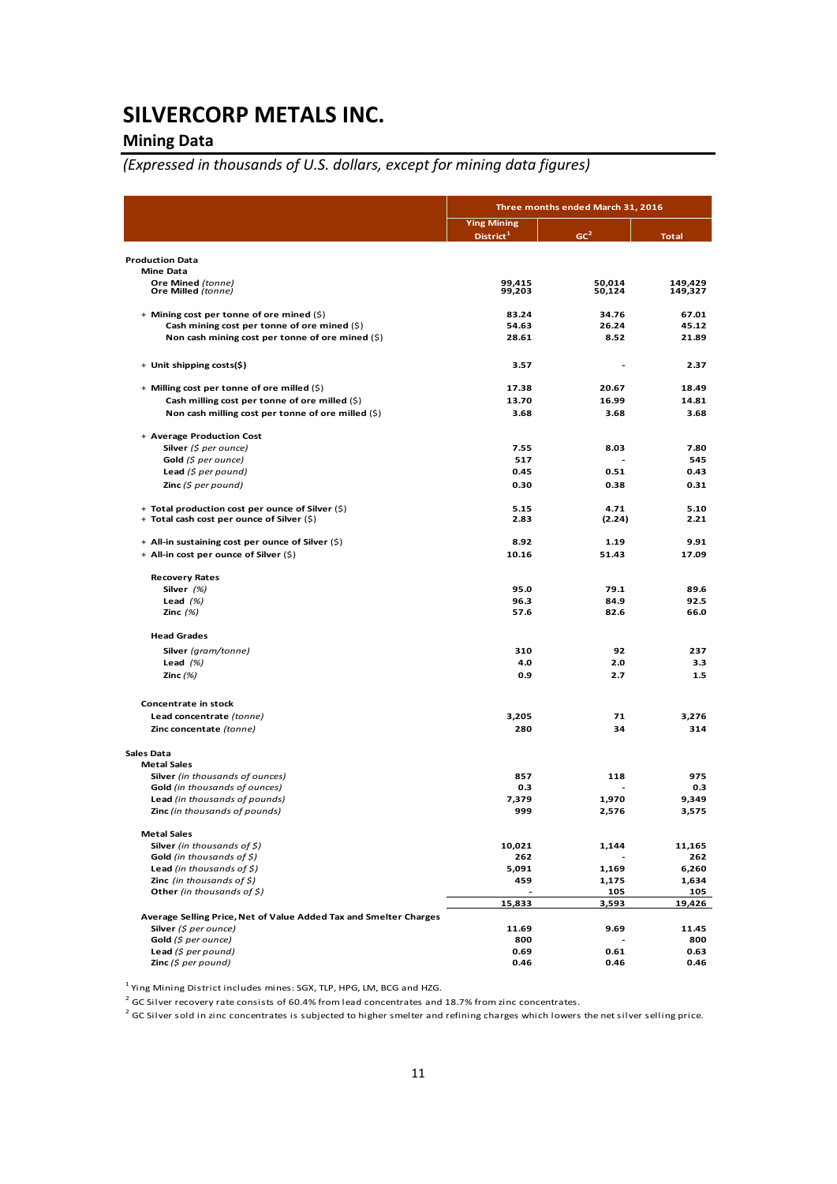# SILVERCORP METALS INC.

## Mining Data

*(Expressed in thousands of U.S. dollars, except for mining data figures)*

| | Three months ended March 31, 2016 | | |
|---|---|---|---|
| | Ying Mining District[1] | GC[2] | Total |
| **Production Data** | | | |
| **Mine Data** | | | |
| **Ore Mined** *(tonne)* | 99,415 | 50,014 | 149,429 |
| **Ore Milled** *(tonne)* | 99,203 | 50,124 | 149,327 |
| + **Mining cost per tonne of ore mined** ($) | 83.24 | 34.76 | 67.01 |
| **Cash mining cost per tonne of ore mined** ($) | 54.63 | 26.24 | 45.12 |
| **Non cash mining cost per tonne of ore mined** ($) | 28.61 | 8.52 | 21.89 |
| + **Unit shipping costs($)** | 3.57 | - | 2.37 |
| + **Milling cost per tonne of ore milled** ($) | 17.38 | 20.67 | 18.49 |
| **Cash milling cost per tonne of ore milled** ($) | 13.70 | 16.99 | 14.81 |
| **Non cash milling cost per tonne of ore milled** ($) | 3.68 | 3.68 | 3.68 |
| + **Average Production Cost** | | | |
| **Silver** *($ per ounce)* | 7.55 | 8.03 | 7.80 |
| **Gold** *($ per ounce)* | 517 | - | 545 |
| **Lead** *($ per pound)* | 0.45 | 0.51 | 0.43 |
| **Zinc** *($ per pound)* | 0.30 | 0.38 | 0.31 |
| + **Total production cost per ounce of Silver** ($) | 5.15 | 4.71 | 5.10 |
| + **Total cash cost per ounce of Silver** ($) | 2.83 | (2.24) | 2.21 |
| + **All-in sustaining cost per ounce of Silver** ($) | 8.92 | 1.19 | 9.91 |
| + **All-in cost per ounce of Silver** ($) | 10.16 | 51.43 | 17.09 |
| **Recovery Rates** | | | |
| **Silver** *(%)* | 95.0 | 79.1 | 89.6 |
| **Lead** *(%)* | 96.3 | 84.9 | 92.5 |
| **Zinc** *(%)* | 57.6 | 82.6 | 66.0 |
| **Head Grades** | | | |
| **Silver** *(gram/tonne)* | 310 | 92 | 237 |
| **Lead** *(%)* | 4.0 | 2.0 | 3.3 |
| **Zinc** *(%)* | 0.9 | 2.7 | 1.5 |
| **Concentrate in stock** | | | |
| **Lead concentrate** *(tonne)* | 3,205 | 71 | 3,276 |
| **Zinc concentate** *(tonne)* | 280 | 34 | 314 |
| **Sales Data** | | | |
| **Metal Sales** | | | |
| **Silver** *(in thousands of ounces)* | 857 | 118 | 975 |
| **Gold** *(in thousands of ounces)* | 0.3 | - | 0.3 |
| **Lead** *(in thousands of pounds)* | 7,379 | 1,970 | 9,349 |
| **Zinc** *(in thousands of pounds)* | 999 | 2,576 | 3,575 |
| **Metal Sales** | | | |
| **Silver** *(in thousands of $)* | 10,021 | 1,144 | 11,165 |
| **Gold** *(in thousands of $)* | 262 | - | 262 |
| **Lead** *(in thousands of $)* | 5,091 | 1,169 | 6,260 |
| **Zinc** *(in thousands of $)* | 459 | 1,175 | 1,634 |
| **Other** *(in thousands of $)* | - | 105 | 105 |
| | 15,833 | 3,593 | 19,426 |
| **Average Selling Price, Net of Value Added Tax and Smelter Charges** | | | |
| **Silver** *($ per ounce)* | 11.69 | 9.69 | 11.45 |
| **Gold** *($ per ounce)* | 800 | - | 800 |
| **Lead** *($ per pound)* | 0.69 | 0.61 | 0.63 |
| **Zinc** *($ per pound)* | 0.46 | 0.46 | 0.46 |

[1] Ying Mining District includes mines: SGX, TLP, HPG, LM, BCG and HZG.

[2] GC Silver recovery rate consists of 60.4% from lead concentrates and 18.7% from zinc concentrates.

[2] GC Silver sold in zinc concentrates is subjected to higher smelter and refining charges which lowers the net silver selling price.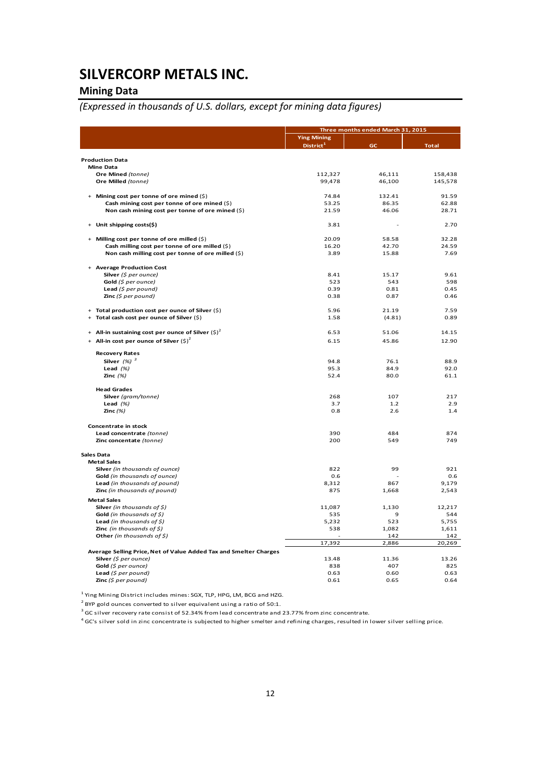# SILVERCORP METALS INC.

## Mining Data

*(Expressed in thousands of U.S. dollars, except for mining data figures)*

| | Three months ended March 31, 2015 | | |
|---|---|---|---|
| | Ying Mining District[1] | GC | Total |
| **Production Data** | | | |
| **Mine Data** | | | |
| **Ore Mined** *(tonne)* | 112,327 | 46,111 | 158,438 |
| **Ore Milled** *(tonne)* | 99,478 | 46,100 | 145,578 |
| + **Mining cost per tonne of ore mined** ($) | 74.84 | 132.41 | 91.59 |
| **Cash mining cost per tonne of ore mined** ($) | 53.25 | 86.35 | 62.88 |
| **Non cash mining cost per tonne of ore mined** ($) | 21.59 | 46.06 | 28.71 |
| + **Unit shipping costs($)** | 3.81 | - | 2.70 |
| + **Milling cost per tonne of ore milled** ($) | 20.09 | 58.58 | 32.28 |
| **Cash milling cost per tonne of ore milled** ($) | 16.20 | 42.70 | 24.59 |
| **Non cash milling cost per tonne of ore milled** ($) | 3.89 | 15.88 | 7.69 |
| + **Average Production Cost** | | | |
| **Silver** *($ per ounce)* | 8.41 | 15.17 | 9.61 |
| **Gold** *($ per ounce)* | 523 | 543 | 598 |
| **Lead** *($ per pound)* | 0.39 | 0.81 | 0.45 |
| **Zinc** *($ per pound)* | 0.38 | 0.87 | 0.46 |
| + **Total production cost per ounce of Silver** ($) | 5.96 | 21.19 | 7.59 |
| + **Total cash cost per ounce of Silver** ($) | 1.58 | (4.81) | 0.89 |
| + **All-in sustaining cost per ounce of Silver** ($)[2] | 6.53 | 51.06 | 14.15 |
| + **All-in cost per ounce of Silver** ($)[2] | 6.15 | 45.86 | 12.90 |
| **Recovery Rates** | | | |
| **Silver** *(%)*[3] | 94.8 | 76.1 | 88.9 |
| **Lead** *(%)* | 95.3 | 84.9 | 92.0 |
| **Zinc** *(%)* | 52.4 | 80.0 | 61.1 |
| **Head Grades** | | | |
| **Silver** *(gram/tonne)* | 268 | 107 | 217 |
| **Lead** *(%)* | 3.7 | 1.2 | 2.9 |
| **Zinc** *(%)* | 0.8 | 2.6 | 1.4 |
| **Concentrate in stock** | | | |
| **Lead concentrate** *(tonne)* | 390 | 484 | 874 |
| **Zinc concentate** *(tonne)* | 200 | 549 | 749 |
| **Sales Data** | | | |
| **Metal Sales** | | | |
| **Silver** *(in thousands of ounce)* | 822 | 99 | 921 |
| **Gold** *(in thousands of ounce)* | 0.6 | - | 0.6 |
| **Lead** *(in thousands of pound)* | 8,312 | 867 | 9,179 |
| **Zinc** *(in thousands of pound)* | 875 | 1,668 | 2,543 |
| **Metal Sales** | | | |
| **Silver** *(in thousands of $)* | 11,087 | 1,130 | 12,217 |
| **Gold** *(in thousands of $)* | 535 | 9 | 544 |
| **Lead** *(in thousands of $)* | 5,232 | 523 | 5,755 |
| **Zinc** *(in thousands of $)* | 538 | 1,082 | 1,611 |
| **Other** *(in thousands of $)* | - | 142 | 142 |
| | 17,392 | 2,886 | 20,269 |
| **Average Selling Price, Net of Value Added Tax and Smelter Charges** | | | |
| **Silver** *($ per ounce)* | 13.48 | 11.36 | 13.26 |
| **Gold** *($ per ounce)* | 838 | 407 | 825 |
| **Lead** *($ per pound)* | 0.63 | 0.60 | 0.63 |
| **Zinc** *($ per pound)* | 0.61 | 0.65 | 0.64 |

[1] Ying Mining District includes mines: SGX, TLP, HPG, LM, BCG and HZG.

[2] BYP gold ounces converted to silver equivalent using a ratio of 50:1.

[3] GC silver recovery rate consist of 52.34% from lead concentrate and 23.77% from zinc concentrate.

[4] GC's silver sold in zinc concentrate is subjected to higher smelter and refining charges, resulted in lower silver selling price.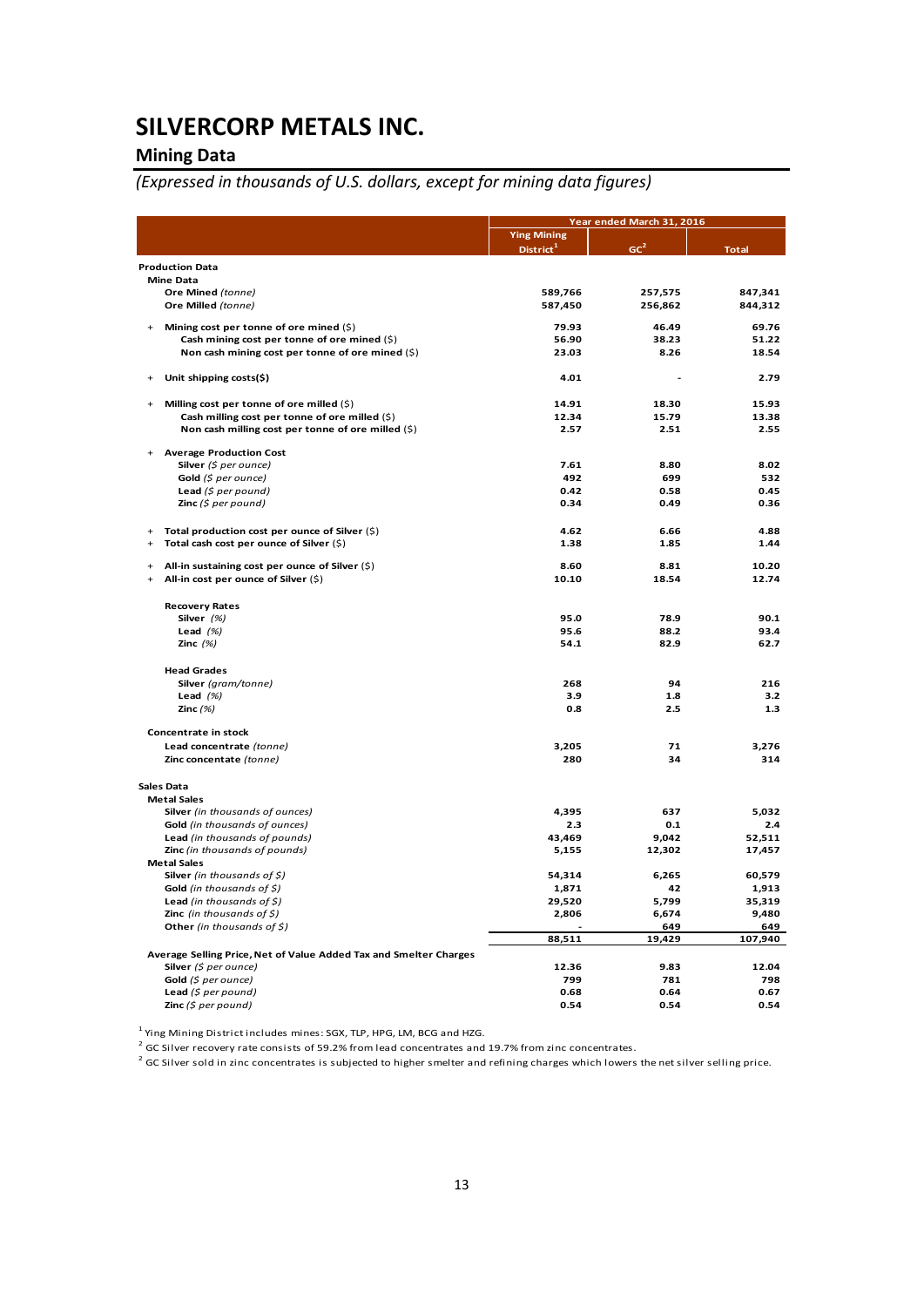# SILVERCORP METALS INC.

## Mining Data

*(Expressed in thousands of U.S. dollars, except for mining data figures)*

| | Year ended March 31, 2016 | | |
|---|---|---|---|
| | Ying Mining District[1] | GC[2] | Total |
| **Production Data** | | | |
| **Mine Data** | | | |
| **Ore Mined** *(tonne)* | 589,766 | 257,575 | 847,341 |
| **Ore Milled** *(tonne)* | 587,450 | 256,862 | 844,312 |
| + **Mining cost per tonne of ore mined** ($) | 79.93 | 46.49 | 69.76 |
| **Cash mining cost per tonne of ore mined** ($) | 56.90 | 38.23 | 51.22 |
| **Non cash mining cost per tonne of ore mined** ($) | 23.03 | 8.26 | 18.54 |
| + **Unit shipping costs($)** | 4.01 | - | 2.79 |
| + **Milling cost per tonne of ore milled** ($) | 14.91 | 18.30 | 15.93 |
| **Cash milling cost per tonne of ore milled** ($) | 12.34 | 15.79 | 13.38 |
| **Non cash milling cost per tonne of ore milled** ($) | 2.57 | 2.51 | 2.55 |
| + **Average Production Cost** | | | |
| **Silver** *($ per ounce)* | 7.61 | 8.80 | 8.02 |
| **Gold** *($ per ounce)* | 492 | 699 | 532 |
| **Lead** *($ per pound)* | 0.42 | 0.58 | 0.45 |
| **Zinc** *($ per pound)* | 0.34 | 0.49 | 0.36 |
| + **Total production cost per ounce of Silver** ($) | 4.62 | 6.66 | 4.88 |
| + **Total cash cost per ounce of Silver** ($) | 1.38 | 1.85 | 1.44 |
| + **All-in sustaining cost per ounce of Silver** ($) | 8.60 | 8.81 | 10.20 |
| + **All-in cost per ounce of Silver** ($) | 10.10 | 18.54 | 12.74 |
| **Recovery Rates** | | | |
| **Silver** *(%)* | 95.0 | 78.9 | 90.1 |
| **Lead** *(%)* | 95.6 | 88.2 | 93.4 |
| **Zinc** *(%)* | 54.1 | 82.9 | 62.7 |
| **Head Grades** | | | |
| **Silver** *(gram/tonne)* | 268 | 94 | 216 |
| **Lead** *(%)* | 3.9 | 1.8 | 3.2 |
| **Zinc** *(%)* | 0.8 | 2.5 | 1.3 |
| **Concentrate in stock** | | | |
| **Lead concentrate** *(tonne)* | 3,205 | 71 | 3,276 |
| **Zinc concentate** *(tonne)* | 280 | 34 | 314 |
| **Sales Data** | | | |
| **Metal Sales** | | | |
| **Silver** *(in thousands of ounces)* | 4,395 | 637 | 5,032 |
| **Gold** *(in thousands of ounces)* | 2.3 | 0.1 | 2.4 |
| **Lead** *(in thousands of pounds)* | 43,469 | 9,042 | 52,511 |
| **Zinc** *(in thousands of pounds)* | 5,155 | 12,302 | 17,457 |
| **Metal Sales** | | | |
| **Silver** *(in thousands of $)* | 54,314 | 6,265 | 60,579 |
| **Gold** *(in thousands of $)* | 1,871 | 42 | 1,913 |
| **Lead** *(in thousands of $)* | 29,520 | 5,799 | 35,319 |
| **Zinc** *(in thousands of $)* | 2,806 | 6,674 | 9,480 |
| **Other** *(in thousands of $)* | - | 649 | 649 |
| | 88,511 | 19,429 | 107,940 |
| **Average Selling Price, Net of Value Added Tax and Smelter Charges** | | | |
| **Silver** *($ per ounce)* | 12.36 | 9.83 | 12.04 |
| **Gold** *($ per ounce)* | 799 | 781 | 798 |
| **Lead** *($ per pound)* | 0.68 | 0.64 | 0.67 |
| **Zinc** *($ per pound)* | 0.54 | 0.54 | 0.54 |

[1] Ying Mining District includes mines: SGX, TLP, HPG, LM, BCG and HZG.

[2] GC Silver recovery rate consists of 59.2% from lead concentrates and 19.7% from zinc concentrates.

[2] GC Silver sold in zinc concentrates is subjected to higher smelter and refining charges which lowers the net silver selling price.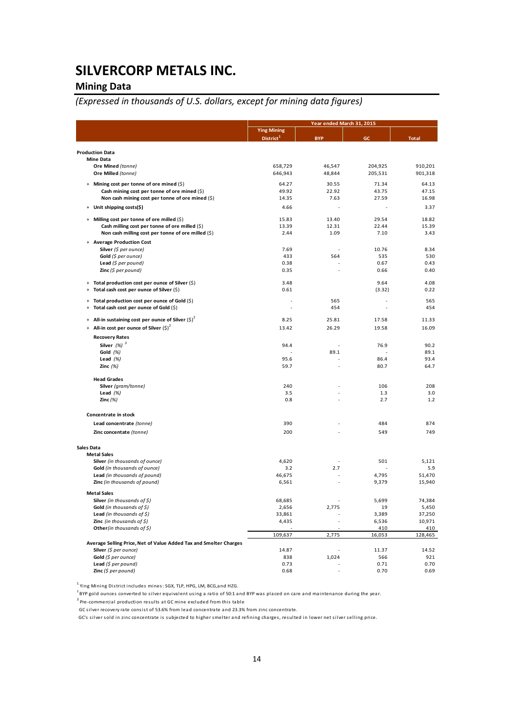# SILVERCORP METALS INC.

## Mining Data

*(Expressed in thousands of U.S. dollars, except for mining data figures)*

| | Year ended March 31, 2015 | | | |
|---|---|---|---|---|
| | Ying Mining District[1] | BYP | GC | Total |
| **Production Data** | | | | |
| **Mine Data** | | | | |
| **Ore Mined** *(tonne)* | 658,729 | 46,547 | 204,925 | 910,201 |
| **Ore Milled** *(tonne)* | 646,943 | 48,844 | 205,531 | 901,318 |
| + **Mining cost per tonne of ore mined** ($) | 64.27 | 30.55 | 71.34 | 64.13 |
| **Cash mining cost per tonne of ore mined** ($) | 49.92 | 22.92 | 43.75 | 47.15 |
| **Non cash mining cost per tonne of ore mined** ($) | 14.35 | 7.63 | 27.59 | 16.98 |
| + **Unit shipping costs($)** | 4.66 | - | - | 3.37 |
| + **Milling cost per tonne of ore milled** ($) | 15.83 | 13.40 | 29.54 | 18.82 |
| **Cash milling cost per tonne of ore milled** ($) | 13.39 | 12.31 | 22.44 | 15.39 |
| **Non cash milling cost per tonne of ore milled** ($) | 2.44 | 1.09 | 7.10 | 3.43 |
| + **Average Production Cost** | | | | |
| **Silver** *($ per ounce)* | 7.69 | - | 10.76 | 8.34 |
| **Gold** *($ per ounce)* | 433 | 564 | 535 | 530 |
| **Lead** *($ per pound)* | 0.38 | - | 0.67 | 0.43 |
| **Zinc** *($ per pound)* | 0.35 | - | 0.66 | 0.40 |
| + **Total production cost per ounce of Silver** ($) | 3.48 | | 9.64 | 4.08 |
| + **Total cash cost per ounce of Silver** ($) | 0.61 | | (3.32) | 0.22 |
| + **Total production cost per ounce of Gold** ($) | - | 565 | - | 565 |
| + **Total cash cost per ounce of Gold** ($) | - | 454 | - | 454 |
| + **All-in sustaining cost per ounce of Silver** ($)[2] | 8.25 | 25.81 | 17.58 | 11.33 |
| + **All-in cost per ounce of Silver** ($)[2] | 13.42 | 26.29 | 19.58 | 16.09 |
| **Recovery Rates** | | | | |
| **Silver** *(%)*[3] | 94.4 | - | 76.9 | 90.2 |
| **Gold** *(%)* | - | 89.1 | - | 89.1 |
| **Lead** *(%)* | 95.6 | - | 86.4 | 93.4 |
| **Zinc** *(%)* | 59.7 | - | 80.7 | 64.7 |
| **Head Grades** | | | | |
| **Silver** *(gram/tonne)* | 240 | - | 106 | 208 |
| **Lead** *(%)* | 3.5 | - | 1.3 | 3.0 |
| **Zinc** *(%)* | 0.8 | - | 2.7 | 1.2 |
| **Concentrate in stock** | | | | |
| **Lead concentrate** *(tonne)* | 390 | - | 484 | 874 |
| **Zinc concentate** *(tonne)* | 200 | - | 549 | 749 |
| **Sales Data** | | | | |
| **Metal Sales** | | | | |
| **Silver** *(in thousands of ounce)* | 4,620 | - | 501 | 5,121 |
| **Gold** *(in thousands of ounce)* | 3.2 | 2.7 | - | 5.9 |
| **Lead** *(in thousands of pound)* | 46,675 | - | 4,795 | 51,470 |
| **Zinc** *(in thousands of pound)* | 6,561 | - | 9,379 | 15,940 |
| **Metal Sales** | | | | |
| **Silver** *(in thousands of $)* | 68,685 | - | 5,699 | 74,384 |
| **Gold** *(in thousands of $)* | 2,656 | 2,775 | 19 | 5,450 |
| **Lead** *(in thousands of $)* | 33,861 | - | 3,389 | 37,250 |
| **Zinc** *(in thousands of $)* | 4,435 | - | 6,536 | 10,971 |
| **Other***(in thousands of $)* | - | - | 410 | 410 |
| | 109,637 | 2,775 | 16,053 | 128,465 |
| **Average Selling Price, Net of Value Added Tax and Smelter Charges** | | | | |
| **Silver** *($ per ounce)* | 14.87 | - | 11.37 | 14.52 |
| **Gold** *($ per ounce)* | 838 | 1,024 | 566 | 921 |
| **Lead** *($ per pound)* | 0.73 | - | 0.71 | 0.70 |
| **Zinc** *($ per pound)* | 0.68 | - | 0.70 | 0.69 |

[1] Ying Mining District includes mines: SGX, TLP, HPG, LM, BCG,and HZG.

[2] BYP gold ounces converted to silver equivalent using a ratio of 50:1 and BYP was placed on care and maintenance during the year.

[3] Pre-commercial production results at GC mine excluded from this table

GC silver recovery rate consist of 53.6% from lead concentrate and 23.3% from zinc concentrate.

GC's silver sold in zinc concentrate is subjected to higher smelter and refining charges, resulted in lower net silver selling price.